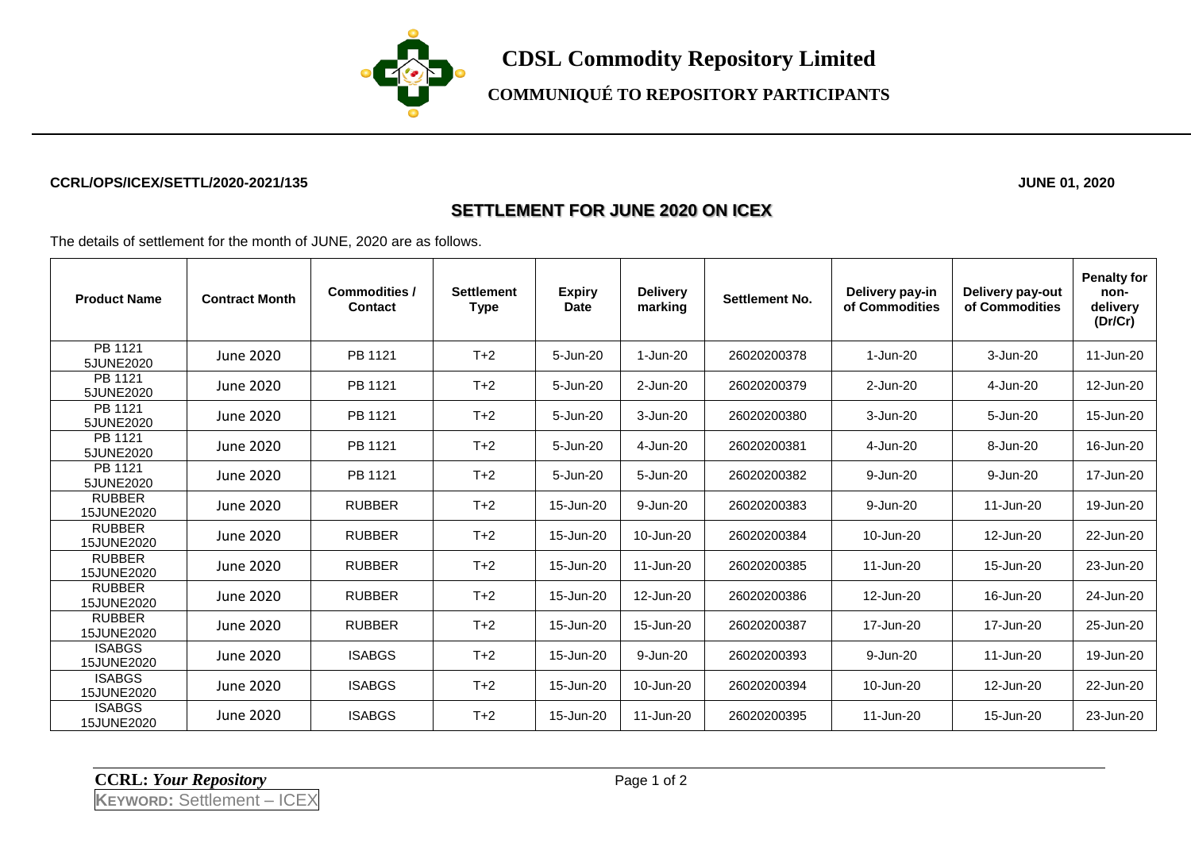# CDSL Commodity Repository Limited

## COMMUNIQUÉ TO REPOSITORY PARTICIPANTS

**CCRL/OPS/ICEX/SETTL/2020-2021/135** **JUNE 01, 2020**

## SETTLEMENT FOR JUNE 2020 ON ICEX

The details of settlement for the month of JUNE, 2020 are as follows.

| Product Name | Contract Month | Commodities / Contact | Settlement Type | Expiry Date | Delivery marking | Settlement No. | Delivery pay-in of Commodities | Delivery pay-out of Commodities | Penalty for non-delivery (Dr/Cr) |
|---|---|---|---|---|---|---|---|---|---|
| PB 1121 5JUNE2020 | June 2020 | PB 1121 | T+2 | 5-Jun-20 | 1-Jun-20 | 26020200378 | 1-Jun-20 | 3-Jun-20 | 11-Jun-20 |
| PB 1121 5JUNE2020 | June 2020 | PB 1121 | T+2 | 5-Jun-20 | 2-Jun-20 | 26020200379 | 2-Jun-20 | 4-Jun-20 | 12-Jun-20 |
| PB 1121 5JUNE2020 | June 2020 | PB 1121 | T+2 | 5-Jun-20 | 3-Jun-20 | 26020200380 | 3-Jun-20 | 5-Jun-20 | 15-Jun-20 |
| PB 1121 5JUNE2020 | June 2020 | PB 1121 | T+2 | 5-Jun-20 | 4-Jun-20 | 26020200381 | 4-Jun-20 | 8-Jun-20 | 16-Jun-20 |
| PB 1121 5JUNE2020 | June 2020 | PB 1121 | T+2 | 5-Jun-20 | 5-Jun-20 | 26020200382 | 9-Jun-20 | 9-Jun-20 | 17-Jun-20 |
| RUBBER 15JUNE2020 | June 2020 | RUBBER | T+2 | 15-Jun-20 | 9-Jun-20 | 26020200383 | 9-Jun-20 | 11-Jun-20 | 19-Jun-20 |
| RUBBER 15JUNE2020 | June 2020 | RUBBER | T+2 | 15-Jun-20 | 10-Jun-20 | 26020200384 | 10-Jun-20 | 12-Jun-20 | 22-Jun-20 |
| RUBBER 15JUNE2020 | June 2020 | RUBBER | T+2 | 15-Jun-20 | 11-Jun-20 | 26020200385 | 11-Jun-20 | 15-Jun-20 | 23-Jun-20 |
| RUBBER 15JUNE2020 | June 2020 | RUBBER | T+2 | 15-Jun-20 | 12-Jun-20 | 26020200386 | 12-Jun-20 | 16-Jun-20 | 24-Jun-20 |
| RUBBER 15JUNE2020 | June 2020 | RUBBER | T+2 | 15-Jun-20 | 15-Jun-20 | 26020200387 | 17-Jun-20 | 17-Jun-20 | 25-Jun-20 |
| ISABGS 15JUNE2020 | June 2020 | ISABGS | T+2 | 15-Jun-20 | 9-Jun-20 | 26020200393 | 9-Jun-20 | 11-Jun-20 | 19-Jun-20 |
| ISABGS 15JUNE2020 | June 2020 | ISABGS | T+2 | 15-Jun-20 | 10-Jun-20 | 26020200394 | 10-Jun-20 | 12-Jun-20 | 22-Jun-20 |
| ISABGS 15JUNE2020 | June 2020 | ISABGS | T+2 | 15-Jun-20 | 11-Jun-20 | 26020200395 | 11-Jun-20 | 15-Jun-20 | 23-Jun-20 |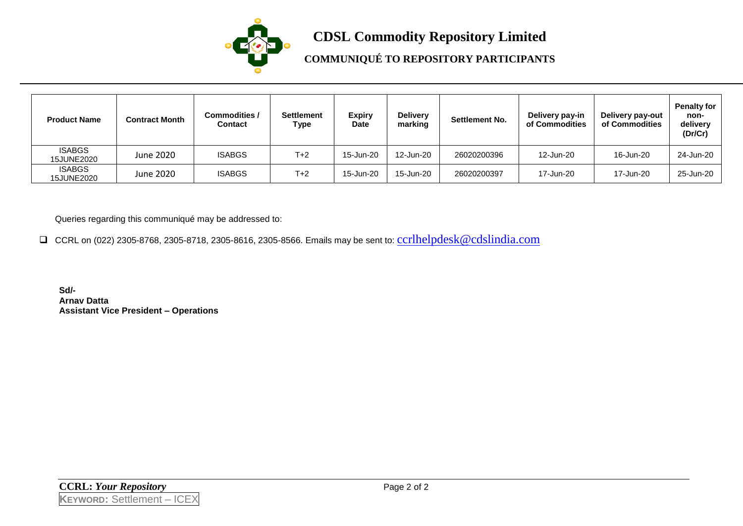# CDSL Commodity Repository Limited

## COMMUNIQUÉ TO REPOSITORY PARTICIPANTS

| Product Name | Contract Month | Commodities / Contact | Settlement Type | Expiry Date | Delivery marking | Settlement No. | Delivery pay-in of Commodities | Delivery pay-out of Commodities | Penalty for non-delivery (Dr/Cr) |
|---|---|---|---|---|---|---|---|---|---|
| ISABGS 15JUNE2020 | June 2020 | ISABGS | T+2 | 15-Jun-20 | 12-Jun-20 | 26020200396 | 12-Jun-20 | 16-Jun-20 | 24-Jun-20 |
| ISABGS 15JUNE2020 | June 2020 | ISABGS | T+2 | 15-Jun-20 | 15-Jun-20 | 26020200397 | 17-Jun-20 | 17-Jun-20 | 25-Jun-20 |

Queries regarding this communiqué may be addressed to:

- CCRL on (022) 2305-8768, 2305-8718, 2305-8616, 2305-8566. Emails may be sent to: ccrlhelpdesk@cdslindia.com

**Sd/-**
**Arnav Datta**
**Assistant Vice President – Operations**

**CCRL:** ***Your Repository***

**KEYWORD:** Settlement – ICEX